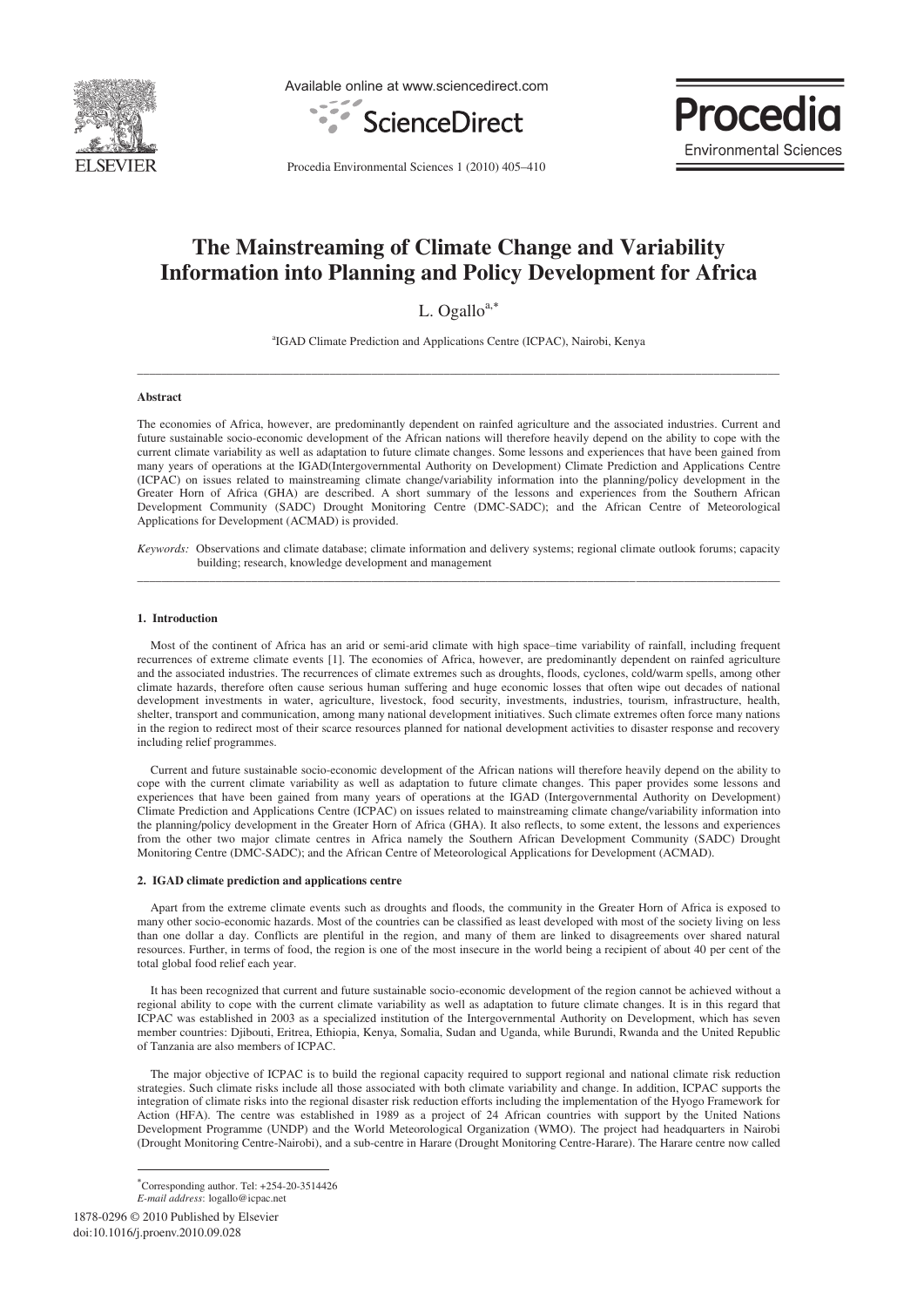# The Mainstreaming of Climate Change and Variability Information into Planning and Policy Development for Africa

L. Ogallo[a,*]

[a]IGAD Climate Prediction and Applications Centre (ICPAC), Nairobi, Kenya

---

### Abstract

The economies of Africa, however, are predominantly dependent on rainfed agriculture and the associated industries. Current and future sustainable socio-economic development of the African nations will therefore heavily depend on the ability to cope with the current climate variability as well as adaptation to future climate changes. Some lessons and experiences that have been gained from many years of operations at the IGAD(Intergovernmental Authority on Development) Climate Prediction and Applications Centre (ICPAC) on issues related to mainstreaming climate change/variability information into the planning/policy development in the Greater Horn of Africa (GHA) are described. A short summary of the lessons and experiences from the Southern African Development Community (SADC) Drought Monitoring Centre (DMC-SADC); and the African Centre of Meteorological Applications for Development (ACMAD) is provided.

*Keywords:* Observations and climate database; climate information and delivery systems; regional climate outlook forums; capacity building; research, knowledge development and management

---

## 1. Introduction

Most of the continent of Africa has an arid or semi-arid climate with high space–time variability of rainfall, including frequent recurrences of extreme climate events [1]. The economies of Africa, however, are predominantly dependent on rainfed agriculture and the associated industries. The recurrences of climate extremes such as droughts, floods, cyclones, cold/warm spells, among other climate hazards, therefore often cause serious human suffering and huge economic losses that often wipe out decades of national development investments in water, agriculture, livestock, food security, investments, industries, tourism, infrastructure, health, shelter, transport and communication, among many national development initiatives. Such climate extremes often force many nations in the region to redirect most of their scarce resources planned for national development activities to disaster response and recovery including relief programmes.

Current and future sustainable socio-economic development of the African nations will therefore heavily depend on the ability to cope with the current climate variability as well as adaptation to future climate changes. This paper provides some lessons and experiences that have been gained from many years of operations at the IGAD (Intergovernmental Authority on Development) Climate Prediction and Applications Centre (ICPAC) on issues related to mainstreaming climate change/variability information into the planning/policy development in the Greater Horn of Africa (GHA). It also reflects, to some extent, the lessons and experiences from the other two major climate centres in Africa namely the Southern African Development Community (SADC) Drought Monitoring Centre (DMC-SADC); and the African Centre of Meteorological Applications for Development (ACMAD).

## 2. IGAD climate prediction and applications centre

Apart from the extreme climate events such as droughts and floods, the community in the Greater Horn of Africa is exposed to many other socio-economic hazards. Most of the countries can be classified as least developed with most of the society living on less than one dollar a day. Conflicts are plentiful in the region, and many of them are linked to disagreements over shared natural resources. Further, in terms of food, the region is one of the most insecure in the world being a recipient of about 40 per cent of the total global food relief each year.

It has been recognized that current and future sustainable socio-economic development of the region cannot be achieved without a regional ability to cope with the current climate variability as well as adaptation to future climate changes. It is in this regard that ICPAC was established in 2003 as a specialized institution of the Intergovernmental Authority on Development, which has seven member countries: Djibouti, Eritrea, Ethiopia, Kenya, Somalia, Sudan and Uganda, while Burundi, Rwanda and the United Republic of Tanzania are also members of ICPAC.

The major objective of ICPAC is to build the regional capacity required to support regional and national climate risk reduction strategies. Such climate risks include all those associated with both climate variability and change. In addition, ICPAC supports the integration of climate risks into the regional disaster risk reduction efforts including the implementation of the Hyogo Framework for Action (HFA). The centre was established in 1989 as a project of 24 African countries with support by the United Nations Development Programme (UNDP) and the World Meteorological Organization (WMO). The project had headquarters in Nairobi (Drought Monitoring Centre-Nairobi), and a sub-centre in Harare (Drought Monitoring Centre-Harare). The Harare centre now called

---

*Corresponding author. Tel: +254-20-3514426
*E-mail address*: logallo@icpac.net

1878-0296 © 2010 Published by Elsevier
doi:10.1016/j.proenv.2010.09.028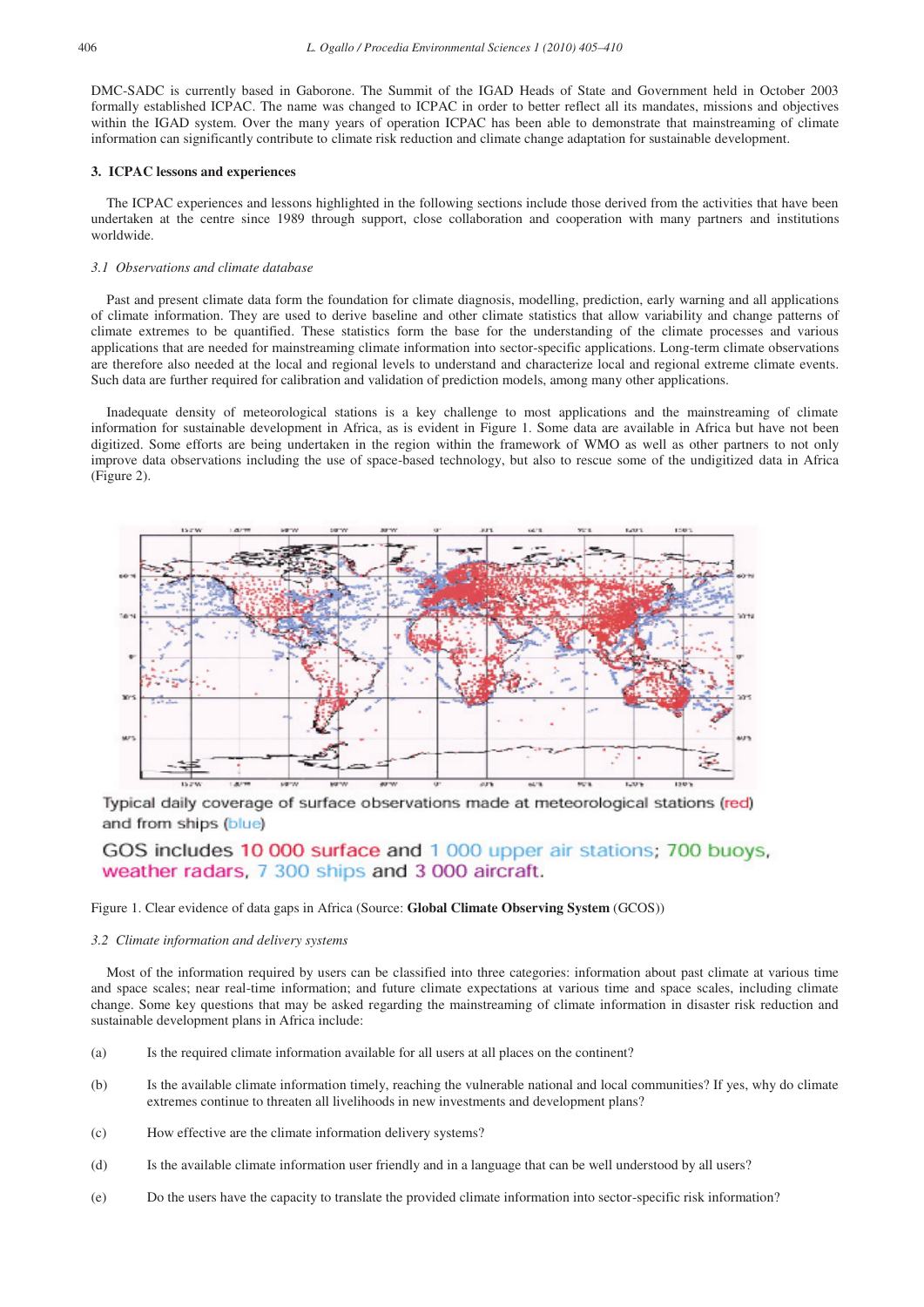DMC-SADC is currently based in Gaborone. The Summit of the IGAD Heads of State and Government held in October 2003 formally established ICPAC. The name was changed to ICPAC in order to better reflect all its mandates, missions and objectives within the IGAD system. Over the many years of operation ICPAC has been able to demonstrate that mainstreaming of climate information can significantly contribute to climate risk reduction and climate change adaptation for sustainable development.

## 3. ICPAC lessons and experiences

The ICPAC experiences and lessons highlighted in the following sections include those derived from the activities that have been undertaken at the centre since 1989 through support, close collaboration and cooperation with many partners and institutions worldwide.

### 3.1 Observations and climate database

Past and present climate data form the foundation for climate diagnosis, modelling, prediction, early warning and all applications of climate information. They are used to derive baseline and other climate statistics that allow variability and change patterns of climate extremes to be quantified. These statistics form the base for the understanding of the climate processes and various applications that are needed for mainstreaming climate information into sector-specific applications. Long-term climate observations are therefore also needed at the local and regional levels to understand and characterize local and regional extreme climate events. Such data are further required for calibration and validation of prediction models, among many other applications.

Inadequate density of meteorological stations is a key challenge to most applications and the mainstreaming of climate information for sustainable development in Africa, as is evident in Figure 1. Some data are available in Africa but have not been digitized. Some efforts are being undertaken in the region within the framework of WMO as well as other partners to not only improve data observations including the use of space-based technology, but also to rescue some of the undigitized data in Africa (Figure 2).

Typical daily coverage of surface observations made at meteorological stations (red) and from ships (blue)

GOS includes 10 000 surface and 1 000 upper air stations; 700 buoys, weather radars, 7 300 ships and 3 000 aircraft.

Figure 1. Clear evidence of data gaps in Africa (Source: **Global Climate Observing System** (GCOS))

### 3.2 Climate information and delivery systems

Most of the information required by users can be classified into three categories: information about past climate at various time and space scales; near real-time information; and future climate expectations at various time and space scales, including climate change. Some key questions that may be asked regarding the mainstreaming of climate information in disaster risk reduction and sustainable development plans in Africa include:

(a) Is the required climate information available for all users at all places on the continent?

(b) Is the available climate information timely, reaching the vulnerable national and local communities? If yes, why do climate extremes continue to threaten all livelihoods in new investments and development plans?

(c) How effective are the climate information delivery systems?

(d) Is the available climate information user friendly and in a language that can be well understood by all users?

(e) Do the users have the capacity to translate the provided climate information into sector-specific risk information?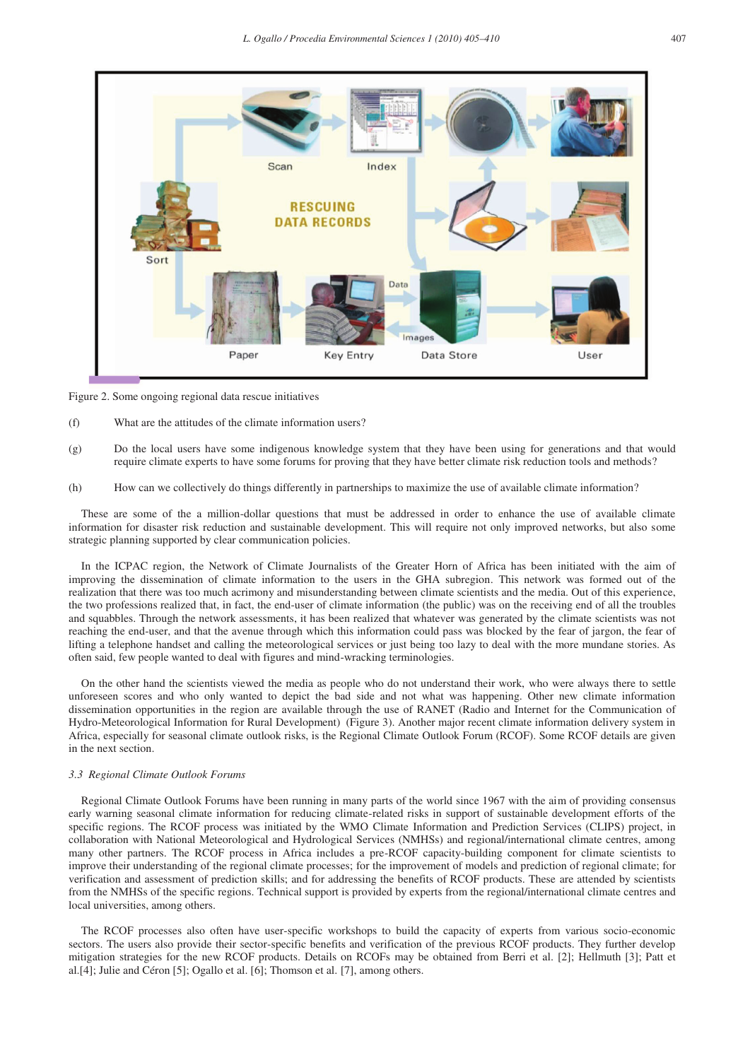Figure 2. Some ongoing regional data rescue initiatives

(f) What are the attitudes of the climate information users?

(g) Do the local users have some indigenous knowledge system that they have been using for generations and that would require climate experts to have some forums for proving that they have better climate risk reduction tools and methods?

(h) How can we collectively do things differently in partnerships to maximize the use of available climate information?

These are some of the a million-dollar questions that must be addressed in order to enhance the use of available climate information for disaster risk reduction and sustainable development. This will require not only improved networks, but also some strategic planning supported by clear communication policies.

In the ICPAC region, the Network of Climate Journalists of the Greater Horn of Africa has been initiated with the aim of improving the dissemination of climate information to the users in the GHA subregion. This network was formed out of the realization that there was too much acrimony and misunderstanding between climate scientists and the media. Out of this experience, the two professions realized that, in fact, the end-user of climate information (the public) was on the receiving end of all the troubles and squabbles. Through the network assessments, it has been realized that whatever was generated by the climate scientists was not reaching the end-user, and that the avenue through which this information could pass was blocked by the fear of jargon, the fear of lifting a telephone handset and calling the meteorological services or just being too lazy to deal with the more mundane stories. As often said, few people wanted to deal with figures and mind-wracking terminologies.

On the other hand the scientists viewed the media as people who do not understand their work, who were always there to settle unforeseen scores and who only wanted to depict the bad side and not what was happening. Other new climate information dissemination opportunities in the region are available through the use of RANET (Radio and Internet for the Communication of Hydro-Meteorological Information for Rural Development) (Figure 3). Another major recent climate information delivery system in Africa, especially for seasonal climate outlook risks, is the Regional Climate Outlook Forum (RCOF). Some RCOF details are given in the next section.

### *3.3 Regional Climate Outlook Forums*

Regional Climate Outlook Forums have been running in many parts of the world since 1967 with the aim of providing consensus early warning seasonal climate information for reducing climate-related risks in support of sustainable development efforts of the specific regions. The RCOF process was initiated by the WMO Climate Information and Prediction Services (CLIPS) project, in collaboration with National Meteorological and Hydrological Services (NMHSs) and regional/international climate centres, among many other partners. The RCOF process in Africa includes a pre-RCOF capacity-building component for climate scientists to improve their understanding of the regional climate processes; for the improvement of models and prediction of regional climate; for verification and assessment of prediction skills; and for addressing the benefits of RCOF products. These are attended by scientists from the NMHSs of the specific regions. Technical support is provided by experts from the regional/international climate centres and local universities, among others.

The RCOF processes also often have user-specific workshops to build the capacity of experts from various socio-economic sectors. The users also provide their sector-specific benefits and verification of the previous RCOF products. They further develop mitigation strategies for the new RCOF products. Details on RCOFs may be obtained from Berri et al. [2]; Hellmuth [3]; Patt et al.[4]; Julie and Céron [5]; Ogallo et al. [6]; Thomson et al. [7], among others.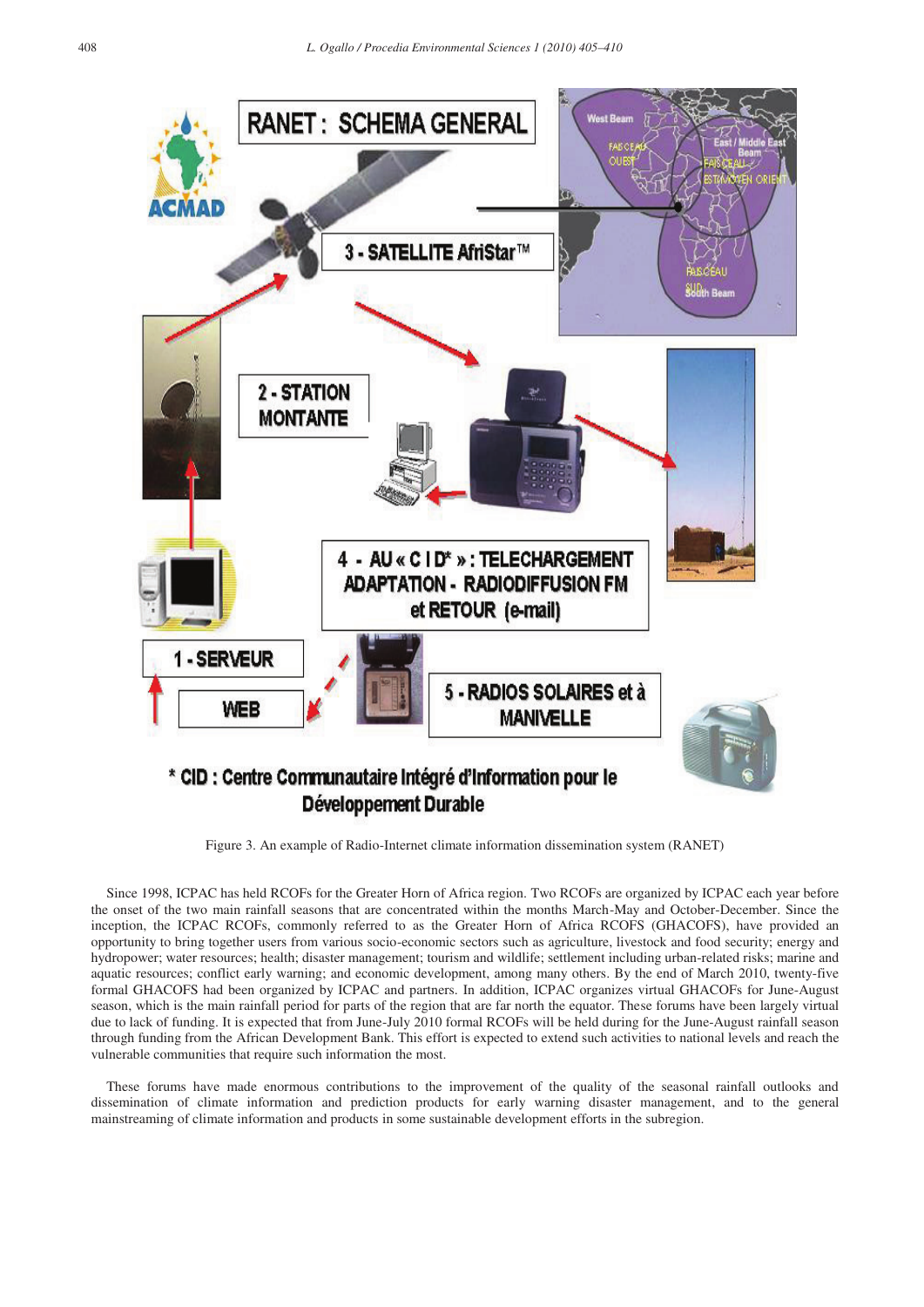Figure 3. An example of Radio-Internet climate information dissemination system (RANET)

Since 1998, ICPAC has held RCOFs for the Greater Horn of Africa region. Two RCOFs are organized by ICPAC each year before the onset of the two main rainfall seasons that are concentrated within the months March-May and October-December. Since the inception, the ICPAC RCOFs, commonly referred to as the Greater Horn of Africa RCOFS (GHACOFS), have provided an opportunity to bring together users from various socio-economic sectors such as agriculture, livestock and food security; energy and hydropower; water resources; health; disaster management; tourism and wildlife; settlement including urban-related risks; marine and aquatic resources; conflict early warning; and economic development, among many others. By the end of March 2010, twenty-five formal GHACOFS had been organized by ICPAC and partners. In addition, ICPAC organizes virtual GHACOFs for June-August season, which is the main rainfall period for parts of the region that are far north the equator. These forums have been largely virtual due to lack of funding. It is expected that from June-July 2010 formal RCOFs will be held during for the June-August rainfall season through funding from the African Development Bank. This effort is expected to extend such activities to national levels and reach the vulnerable communities that require such information the most.

These forums have made enormous contributions to the improvement of the quality of the seasonal rainfall outlooks and dissemination of climate information and prediction products for early warning disaster management, and to the general mainstreaming of climate information and products in some sustainable development efforts in the subregion.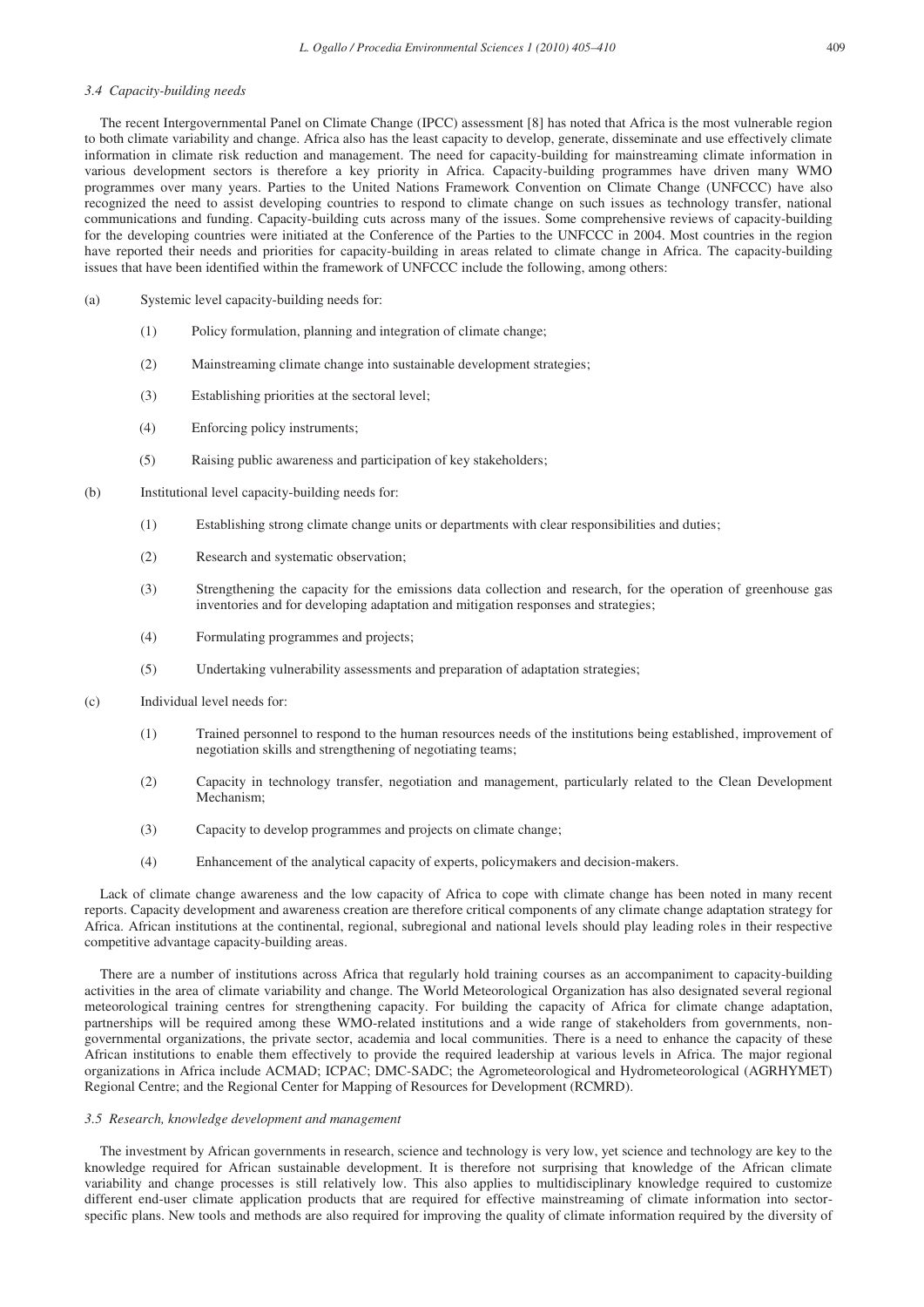### 3.4 Capacity-building needs

The recent Intergovernmental Panel on Climate Change (IPCC) assessment [8] has noted that Africa is the most vulnerable region to both climate variability and change. Africa also has the least capacity to develop, generate, disseminate and use effectively climate information in climate risk reduction and management. The need for capacity-building for mainstreaming climate information in various development sectors is therefore a key priority in Africa. Capacity-building programmes have driven many WMO programmes over many years. Parties to the United Nations Framework Convention on Climate Change (UNFCCC) have also recognized the need to assist developing countries to respond to climate change on such issues as technology transfer, national communications and funding. Capacity-building cuts across many of the issues. Some comprehensive reviews of capacity-building for the developing countries were initiated at the Conference of the Parties to the UNFCCC in 2004. Most countries in the region have reported their needs and priorities for capacity-building in areas related to climate change in Africa. The capacity-building issues that have been identified within the framework of UNFCCC include the following, among others:

(a) Systemic level capacity-building needs for:

(1) Policy formulation, planning and integration of climate change;

(2) Mainstreaming climate change into sustainable development strategies;

(3) Establishing priorities at the sectoral level;

(4) Enforcing policy instruments;

(5) Raising public awareness and participation of key stakeholders;

(b) Institutional level capacity-building needs for:

(1) Establishing strong climate change units or departments with clear responsibilities and duties;

(2) Research and systematic observation;

(3) Strengthening the capacity for the emissions data collection and research, for the operation of greenhouse gas inventories and for developing adaptation and mitigation responses and strategies;

(4) Formulating programmes and projects;

(5) Undertaking vulnerability assessments and preparation of adaptation strategies;

(c) Individual level needs for:

(1) Trained personnel to respond to the human resources needs of the institutions being established, improvement of negotiation skills and strengthening of negotiating teams;

(2) Capacity in technology transfer, negotiation and management, particularly related to the Clean Development Mechanism;

(3) Capacity to develop programmes and projects on climate change;

(4) Enhancement of the analytical capacity of experts, policymakers and decision-makers.

Lack of climate change awareness and the low capacity of Africa to cope with climate change has been noted in many recent reports. Capacity development and awareness creation are therefore critical components of any climate change adaptation strategy for Africa. African institutions at the continental, regional, subregional and national levels should play leading roles in their respective competitive advantage capacity-building areas.

There are a number of institutions across Africa that regularly hold training courses as an accompaniment to capacity-building activities in the area of climate variability and change. The World Meteorological Organization has also designated several regional meteorological training centres for strengthening capacity. For building the capacity of Africa for climate change adaptation, partnerships will be required among these WMO-related institutions and a wide range of stakeholders from governments, non-governmental organizations, the private sector, academia and local communities. There is a need to enhance the capacity of these African institutions to enable them effectively to provide the required leadership at various levels in Africa. The major regional organizations in Africa include ACMAD; ICPAC; DMC-SADC; the Agrometeorological and Hydrometeorological (AGRHYMET) Regional Centre; and the Regional Center for Mapping of Resources for Development (RCMRD).

### 3.5 Research, knowledge development and management

The investment by African governments in research, science and technology is very low, yet science and technology are key to the knowledge required for African sustainable development. It is therefore not surprising that knowledge of the African climate variability and change processes is still relatively low. This also applies to multidisciplinary knowledge required to customize different end-user climate application products that are required for effective mainstreaming of climate information into sector-specific plans. New tools and methods are also required for improving the quality of climate information required by the diversity of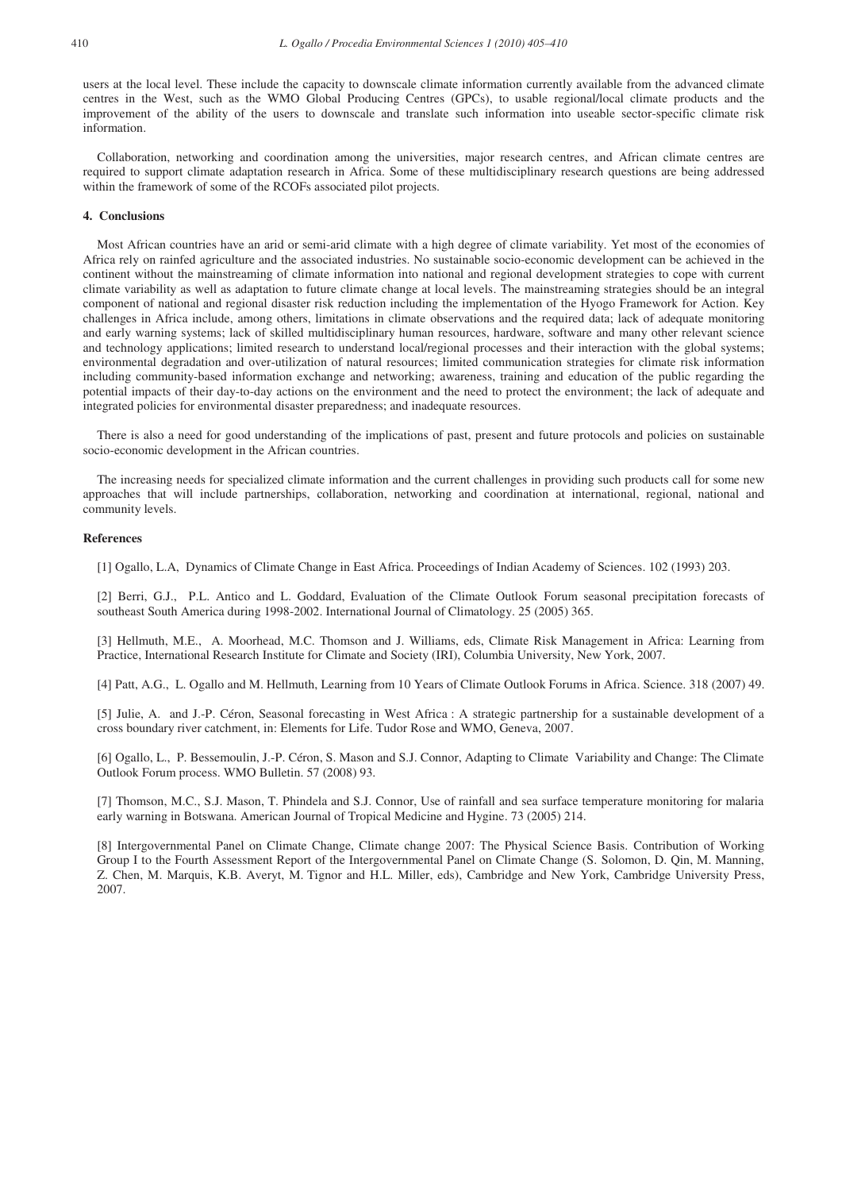users at the local level. These include the capacity to downscale climate information currently available from the advanced climate centres in the West, such as the WMO Global Producing Centres (GPCs), to usable regional/local climate products and the improvement of the ability of the users to downscale and translate such information into useable sector-specific climate risk information.

Collaboration, networking and coordination among the universities, major research centres, and African climate centres are required to support climate adaptation research in Africa. Some of these multidisciplinary research questions are being addressed within the framework of some of the RCOFs associated pilot projects.

## 4. Conclusions

Most African countries have an arid or semi-arid climate with a high degree of climate variability. Yet most of the economies of Africa rely on rainfed agriculture and the associated industries. No sustainable socio-economic development can be achieved in the continent without the mainstreaming of climate information into national and regional development strategies to cope with current climate variability as well as adaptation to future climate change at local levels. The mainstreaming strategies should be an integral component of national and regional disaster risk reduction including the implementation of the Hyogo Framework for Action. Key challenges in Africa include, among others, limitations in climate observations and the required data; lack of adequate monitoring and early warning systems; lack of skilled multidisciplinary human resources, hardware, software and many other relevant science and technology applications; limited research to understand local/regional processes and their interaction with the global systems; environmental degradation and over-utilization of natural resources; limited communication strategies for climate risk information including community-based information exchange and networking; awareness, training and education of the public regarding the potential impacts of their day-to-day actions on the environment and the need to protect the environment; the lack of adequate and integrated policies for environmental disaster preparedness; and inadequate resources.

There is also a need for good understanding of the implications of past, present and future protocols and policies on sustainable socio-economic development in the African countries.

The increasing needs for specialized climate information and the current challenges in providing such products call for some new approaches that will include partnerships, collaboration, networking and coordination at international, regional, national and community levels.

## References

[1] Ogallo, L.A, Dynamics of Climate Change in East Africa. Proceedings of Indian Academy of Sciences. 102 (1993) 203.

[2] Berri, G.J., P.L. Antico and L. Goddard, Evaluation of the Climate Outlook Forum seasonal precipitation forecasts of southeast South America during 1998-2002. International Journal of Climatology. 25 (2005) 365.

[3] Hellmuth, M.E., A. Moorhead, M.C. Thomson and J. Williams, eds, Climate Risk Management in Africa: Learning from Practice, International Research Institute for Climate and Society (IRI), Columbia University, New York, 2007.

[4] Patt, A.G., L. Ogallo and M. Hellmuth, Learning from 10 Years of Climate Outlook Forums in Africa. Science. 318 (2007) 49.

[5] Julie, A. and J.-P. Céron, Seasonal forecasting in West Africa : A strategic partnership for a sustainable development of a cross boundary river catchment, in: Elements for Life. Tudor Rose and WMO, Geneva, 2007.

[6] Ogallo, L., P. Bessemoulin, J.-P. Céron, S. Mason and S.J. Connor, Adapting to Climate Variability and Change: The Climate Outlook Forum process. WMO Bulletin. 57 (2008) 93.

[7] Thomson, M.C., S.J. Mason, T. Phindela and S.J. Connor, Use of rainfall and sea surface temperature monitoring for malaria early warning in Botswana. American Journal of Tropical Medicine and Hygine. 73 (2005) 214.

[8] Intergovernmental Panel on Climate Change, Climate change 2007: The Physical Science Basis. Contribution of Working Group I to the Fourth Assessment Report of the Intergovernmental Panel on Climate Change (S. Solomon, D. Qin, M. Manning, Z. Chen, M. Marquis, K.B. Averyt, M. Tignor and H.L. Miller, eds), Cambridge and New York, Cambridge University Press, 2007.